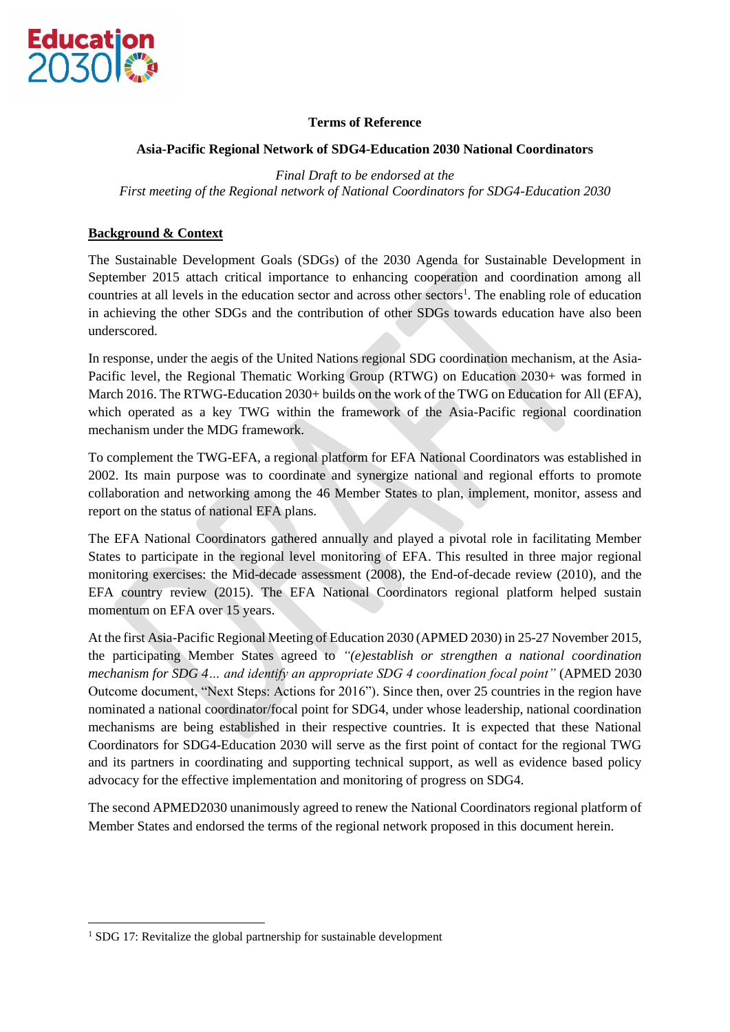**Terms of Reference**

**Asia-Pacific Regional Network of SDG4-Education 2030 National Coordinators**

*Final Draft to be endorsed at the*
*First meeting of the Regional network of National Coordinators for SDG4-Education 2030*

## Background & Context

The Sustainable Development Goals (SDGs) of the 2030 Agenda for Sustainable Development in September 2015 attach critical importance to enhancing cooperation and coordination among all countries at all levels in the education sector and across other sectors[1]. The enabling role of education in achieving the other SDGs and the contribution of other SDGs towards education have also been underscored.

In response, under the aegis of the United Nations regional SDG coordination mechanism, at the Asia-Pacific level, the Regional Thematic Working Group (RTWG) on Education 2030+ was formed in March 2016. The RTWG-Education 2030+ builds on the work of the TWG on Education for All (EFA), which operated as a key TWG within the framework of the Asia-Pacific regional coordination mechanism under the MDG framework.

To complement the TWG-EFA, a regional platform for EFA National Coordinators was established in 2002. Its main purpose was to coordinate and synergize national and regional efforts to promote collaboration and networking among the 46 Member States to plan, implement, monitor, assess and report on the status of national EFA plans.

The EFA National Coordinators gathered annually and played a pivotal role in facilitating Member States to participate in the regional level monitoring of EFA. This resulted in three major regional monitoring exercises: the Mid-decade assessment (2008), the End-of-decade review (2010), and the EFA country review (2015). The EFA National Coordinators regional platform helped sustain momentum on EFA over 15 years.

At the first Asia-Pacific Regional Meeting of Education 2030 (APMED 2030) in 25-27 November 2015, the participating Member States agreed to *"(e)establish or strengthen a national coordination mechanism for SDG 4… and identify an appropriate SDG 4 coordination focal point"* (APMED 2030 Outcome document, "Next Steps: Actions for 2016"). Since then, over 25 countries in the region have nominated a national coordinator/focal point for SDG4, under whose leadership, national coordination mechanisms are being established in their respective countries. It is expected that these National Coordinators for SDG4-Education 2030 will serve as the first point of contact for the regional TWG and its partners in coordinating and supporting technical support, as well as evidence based policy advocacy for the effective implementation and monitoring of progress on SDG4.

The second APMED2030 unanimously agreed to renew the National Coordinators regional platform of Member States and endorsed the terms of the regional network proposed in this document herein.

---

[1] SDG 17: Revitalize the global partnership for sustainable development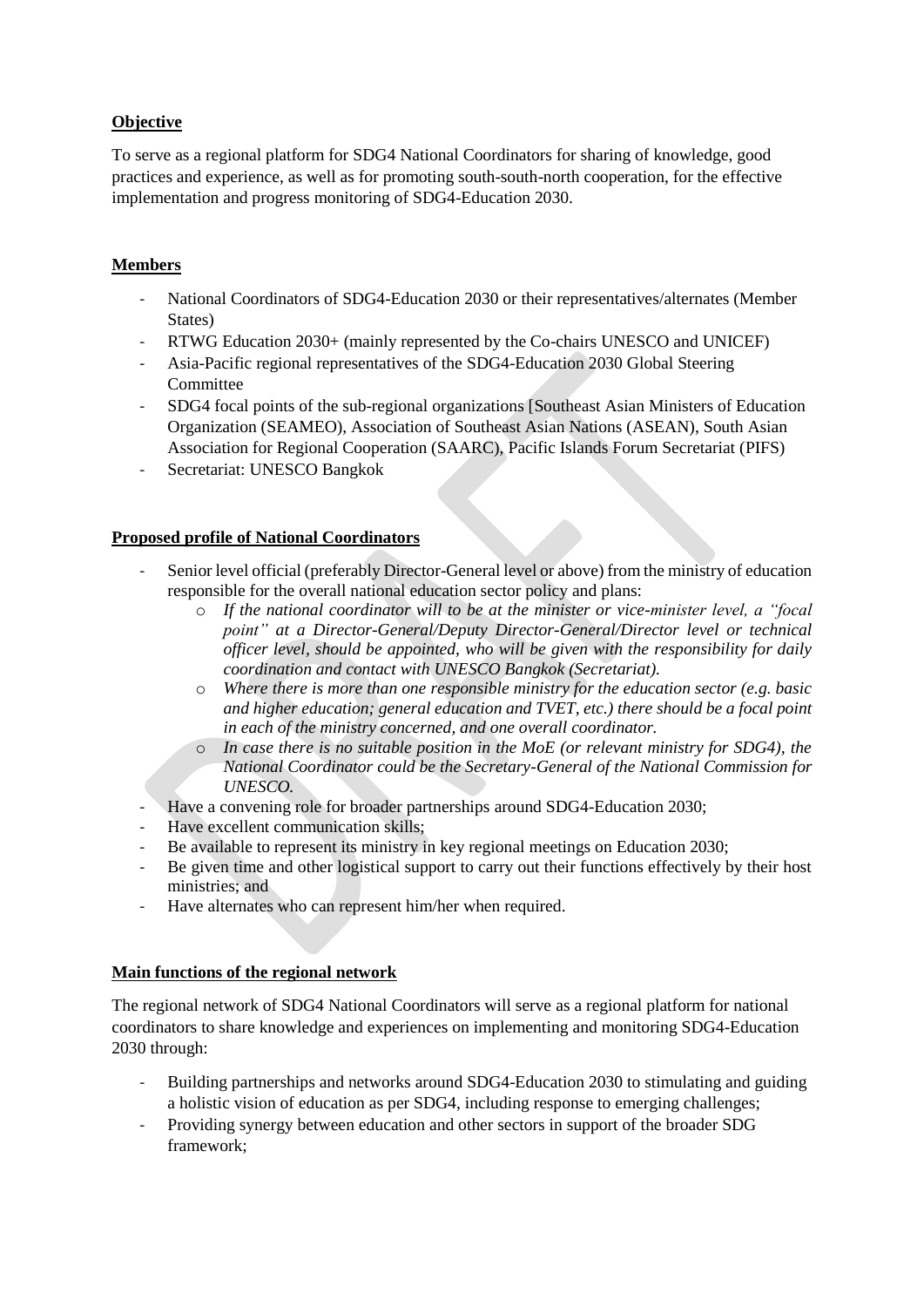**Objective**

To serve as a regional platform for SDG4 National Coordinators for sharing of knowledge, good practices and experience, as well as for promoting south-south-north cooperation, for the effective implementation and progress monitoring of SDG4-Education 2030.

**Members**

- National Coordinators of SDG4-Education 2030 or their representatives/alternates (Member States)
- RTWG Education 2030+ (mainly represented by the Co-chairs UNESCO and UNICEF)
- Asia-Pacific regional representatives of the SDG4-Education 2030 Global Steering Committee
- SDG4 focal points of the sub-regional organizations [Southeast Asian Ministers of Education Organization (SEAMEO), Association of Southeast Asian Nations (ASEAN), South Asian Association for Regional Cooperation (SAARC), Pacific Islands Forum Secretariat (PIFS)
- Secretariat: UNESCO Bangkok

**Proposed profile of National Coordinators**

- Senior level official (preferably Director-General level or above) from the ministry of education responsible for the overall national education sector policy and plans:
  - *If the national coordinator will to be at the minister or vice-minister level, a "focal point" at a Director-General/Deputy Director-General/Director level or technical officer level, should be appointed, who will be given with the responsibility for daily coordination and contact with UNESCO Bangkok (Secretariat).*
  - *Where there is more than one responsible ministry for the education sector (e.g. basic and higher education; general education and TVET, etc.) there should be a focal point in each of the ministry concerned, and one overall coordinator.*
  - *In case there is no suitable position in the MoE (or relevant ministry for SDG4), the National Coordinator could be the Secretary-General of the National Commission for UNESCO.*
- Have a convening role for broader partnerships around SDG4-Education 2030;
- Have excellent communication skills;
- Be available to represent its ministry in key regional meetings on Education 2030;
- Be given time and other logistical support to carry out their functions effectively by their host ministries; and
- Have alternates who can represent him/her when required.

**Main functions of the regional network**

The regional network of SDG4 National Coordinators will serve as a regional platform for national coordinators to share knowledge and experiences on implementing and monitoring SDG4-Education 2030 through:

- Building partnerships and networks around SDG4-Education 2030 to stimulating and guiding a holistic vision of education as per SDG4, including response to emerging challenges;
- Providing synergy between education and other sectors in support of the broader SDG framework;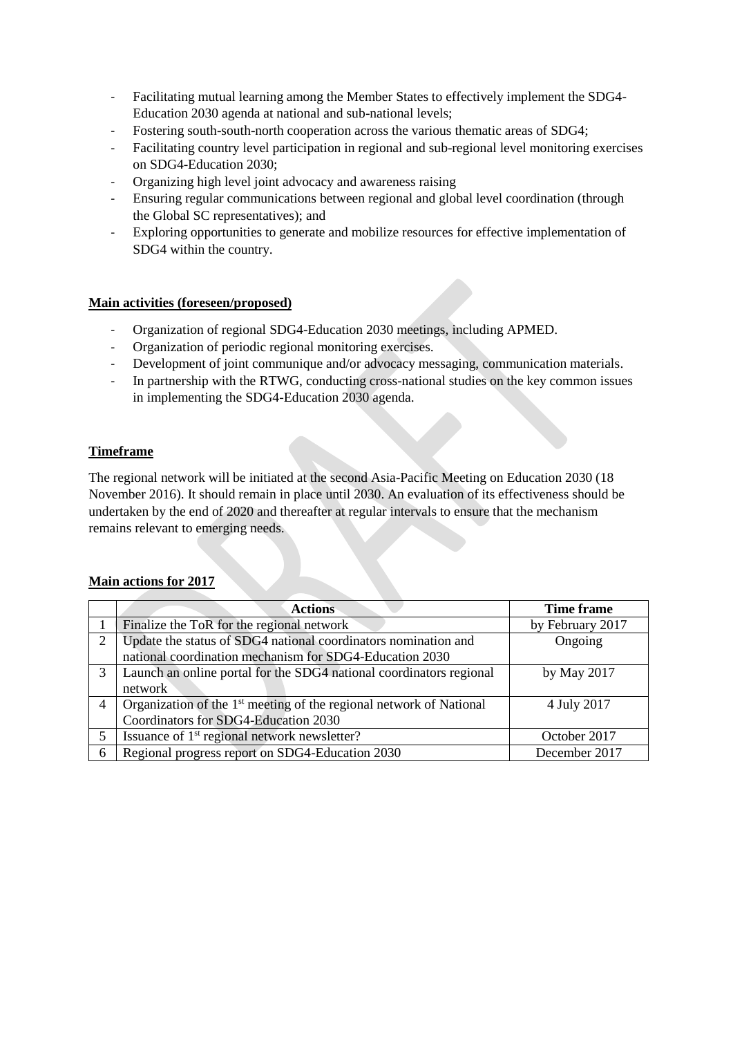- Facilitating mutual learning among the Member States to effectively implement the SDG4-Education 2030 agenda at national and sub-national levels;
- Fostering south-south-north cooperation across the various thematic areas of SDG4;
- Facilitating country level participation in regional and sub-regional level monitoring exercises on SDG4-Education 2030;
- Organizing high level joint advocacy and awareness raising
- Ensuring regular communications between regional and global level coordination (through the Global SC representatives); and
- Exploring opportunities to generate and mobilize resources for effective implementation of SDG4 within the country.

**Main activities (foreseen/proposed)**

- Organization of regional SDG4-Education 2030 meetings, including APMED.
- Organization of periodic regional monitoring exercises.
- Development of joint communique and/or advocacy messaging, communication materials.
- In partnership with the RTWG, conducting cross-national studies on the key common issues in implementing the SDG4-Education 2030 agenda.

**Timeframe**

The regional network will be initiated at the second Asia-Pacific Meeting on Education 2030 (18 November 2016). It should remain in place until 2030. An evaluation of its effectiveness should be undertaken by the end of 2020 and thereafter at regular intervals to ensure that the mechanism remains relevant to emerging needs.

**Main actions for 2017**

| | Actions | Time frame |
|---|---|---|
| 1 | Finalize the ToR for the regional network | by February 2017 |
| 2 | Update the status of SDG4 national coordinators nomination and national coordination mechanism for SDG4-Education 2030 | Ongoing |
| 3 | Launch an online portal for the SDG4 national coordinators regional network | by May 2017 |
| 4 | Organization of the 1st meeting of the regional network of National Coordinators for SDG4-Education 2030 | 4 July 2017 |
| 5 | Issuance of 1st regional network newsletter? | October 2017 |
| 6 | Regional progress report on SDG4-Education 2030 | December 2017 |